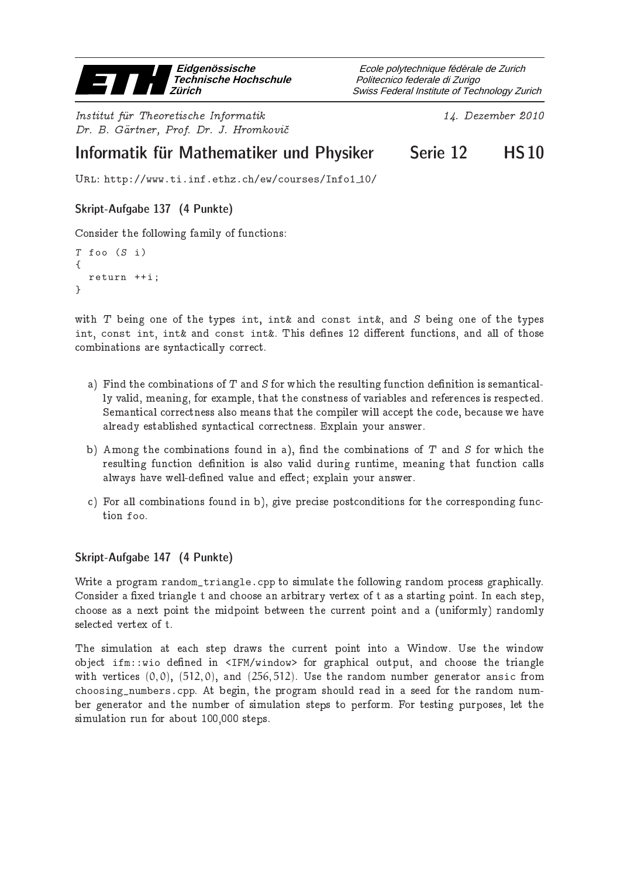Eidgenössische Technische Hochschule Zürich | Ecole polytechnique fédérale de Zurich | Politecnico federale di Zurigo | Swiss Federal Institute of Technology Zurich

*Institut für Theoretische Informatik*
*Dr. B. Gärtner, Prof. Dr. J. Hromkovič*

*14. Dezember 2010*

# Informatik für Mathematiker und Physiker — Serie 12 — HS 10

URL: http://www.ti.inf.ethz.ch/ew/courses/Info1_10/

## Skript-Aufgabe 137 (4 Punkte)

Consider the following family of functions:

```
T foo (S i)
{
  return ++i;
}
```

with $T$ being one of the types int, int& and const int&, and $S$ being one of the types int, const int, int& and const int&. This defines 12 different functions, and all of those combinations are syntactically correct.

a) Find the combinations of $T$ and $S$ for which the resulting function definition is semantically valid, meaning, for example, that the constness of variables and references is respected. Semantical correctness also means that the compiler will accept the code, because we have already established syntactical correctness. Explain your answer.

b) Among the combinations found in a), find the combinations of $T$ and $S$ for which the resulting function definition is also valid during runtime, meaning that function calls always have well-defined value and effect; explain your answer.

c) For all combinations found in b), give precise postconditions for the corresponding function foo.

## Skript-Aufgabe 147 (4 Punkte)

Write a program random_triangle.cpp to simulate the following random process graphically. Consider a fixed triangle t and choose an arbitrary vertex of t as a starting point. In each step, choose as a next point the midpoint between the current point and a (uniformly) randomly selected vertex of t.

The simulation at each step draws the current point into a Window. Use the window object ifm::wio defined in <IFM/window> for graphical output, and choose the triangle with vertices $(0, 0)$, $(512, 0)$, and $(256, 512)$. Use the random number generator ansic from choosing_numbers.cpp. At begin, the program should read in a seed for the random number generator and the number of simulation steps to perform. For testing purposes, let the simulation run for about 100,000 steps.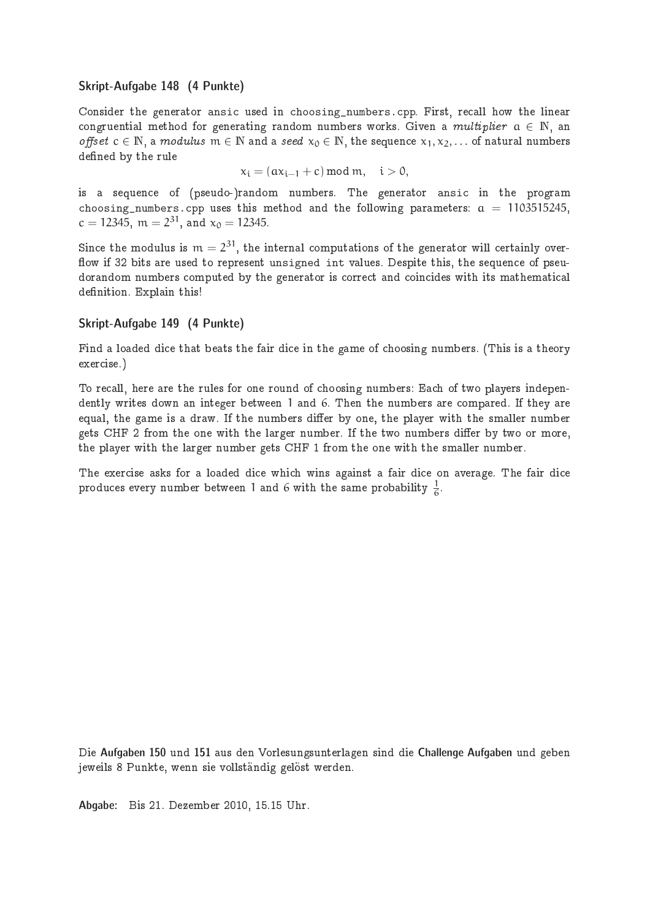## Skript-Aufgabe 148 (4 Punkte)

Consider the generator ansic used in choosing_numbers.cpp. First, recall how the linear congruential method for generating random numbers works. Given a *multiplier* $a \in \mathbb{N}$, an *offset* $c \in \mathbb{N}$, a *modulus* $m \in \mathbb{N}$ and a *seed* $x_0 \in \mathbb{N}$, the sequence $x_1, x_2, \ldots$ of natural numbers defined by the rule

$$x_i = (a x_{i-1} + c) \bmod m, \quad i > 0,$$

is a sequence of (pseudo-)random numbers. The generator ansic in the program choosing_numbers.cpp uses this method and the following parameters: $a = 1103515245$, $c = 12345$, $m = 2^{31}$, and $x_0 = 12345$.

Since the modulus is $m = 2^{31}$, the internal computations of the generator will certainly overflow if 32 bits are used to represent unsigned int values. Despite this, the sequence of pseudorandom numbers computed by the generator is correct and coincides with its mathematical definition. Explain this!

## Skript-Aufgabe 149 (4 Punkte)

Find a loaded dice that beats the fair dice in the game of choosing numbers. (This is a theory exercise.)

To recall, here are the rules for one round of choosing numbers: Each of two players independently writes down an integer between 1 and 6. Then the numbers are compared. If they are equal, the game is a draw. If the numbers differ by one, the player with the smaller number gets CHF 2 from the one with the larger number. If the two numbers differ by two or more, the player with the larger number gets CHF 1 from the one with the smaller number.

The exercise asks for a loaded dice which wins against a fair dice on average. The fair dice produces every number between 1 and 6 with the same probability $\frac{1}{6}$.

Die **Aufgaben 150** und **151** aus den Vorlesungsunterlagen sind die **Challenge Aufgaben** und geben jeweils 8 Punkte, wenn sie vollständig gelöst werden.

**Abgabe:** Bis 21. Dezember 2010, 15.15 Uhr.